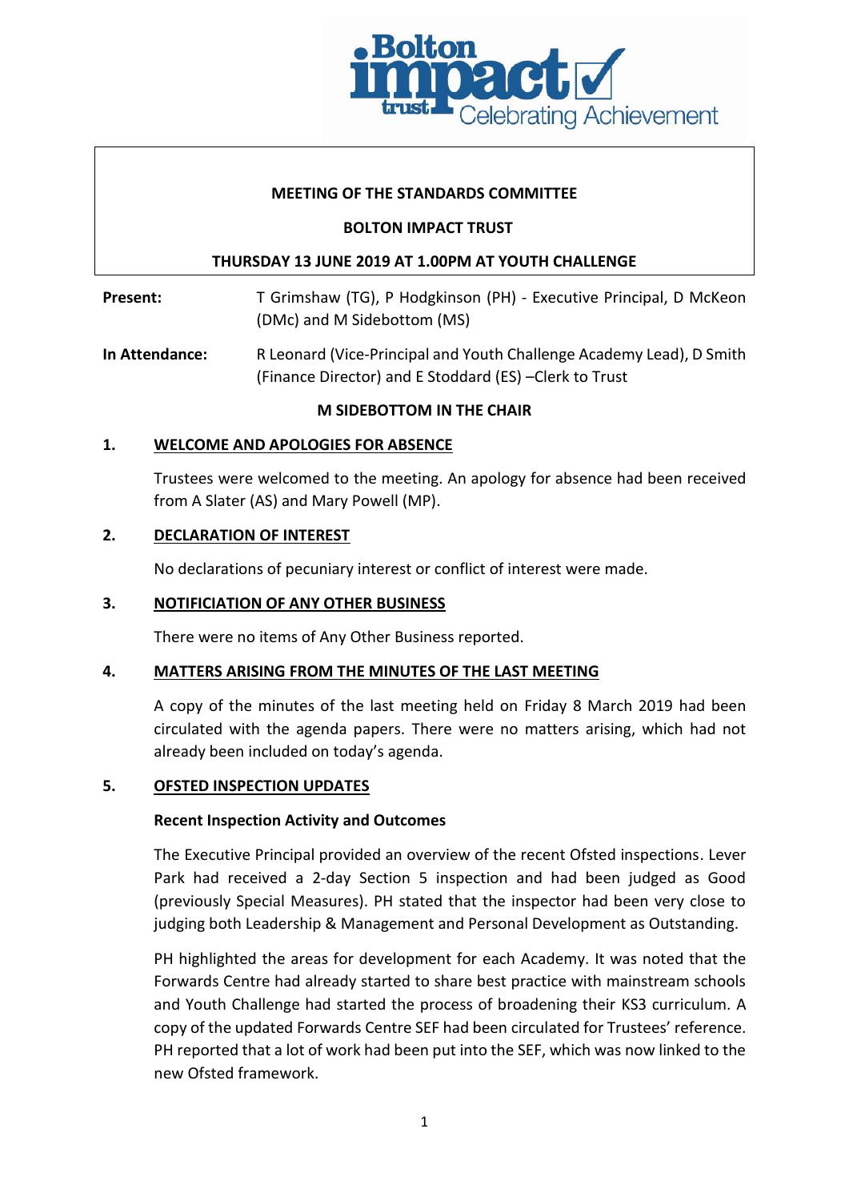**MEETING OF THE STANDARDS COMMITTEE**

**BOLTON IMPACT TRUST**

**THURSDAY 13 JUNE 2019 AT 1.00PM AT YOUTH CHALLENGE**

**Present:** T Grimshaw (TG), P Hodgkinson (PH) - Executive Principal, D McKeon (DMc) and M Sidebottom (MS)

**In Attendance:** R Leonard (Vice-Principal and Youth Challenge Academy Lead), D Smith (Finance Director) and E Stoddard (ES) –Clerk to Trust

**M SIDEBOTTOM IN THE CHAIR**

## 1. WELCOME AND APOLOGIES FOR ABSENCE

Trustees were welcomed to the meeting. An apology for absence had been received from A Slater (AS) and Mary Powell (MP).

## 2. DECLARATION OF INTEREST

No declarations of pecuniary interest or conflict of interest were made.

## 3. NOTIFICIATION OF ANY OTHER BUSINESS

There were no items of Any Other Business reported.

## 4. MATTERS ARISING FROM THE MINUTES OF THE LAST MEETING

A copy of the minutes of the last meeting held on Friday 8 March 2019 had been circulated with the agenda papers. There were no matters arising, which had not already been included on today's agenda.

## 5. OFSTED INSPECTION UPDATES

**Recent Inspection Activity and Outcomes**

The Executive Principal provided an overview of the recent Ofsted inspections. Lever Park had received a 2-day Section 5 inspection and had been judged as Good (previously Special Measures). PH stated that the inspector had been very close to judging both Leadership & Management and Personal Development as Outstanding.

PH highlighted the areas for development for each Academy. It was noted that the Forwards Centre had already started to share best practice with mainstream schools and Youth Challenge had started the process of broadening their KS3 curriculum. A copy of the updated Forwards Centre SEF had been circulated for Trustees' reference. PH reported that a lot of work had been put into the SEF, which was now linked to the new Ofsted framework.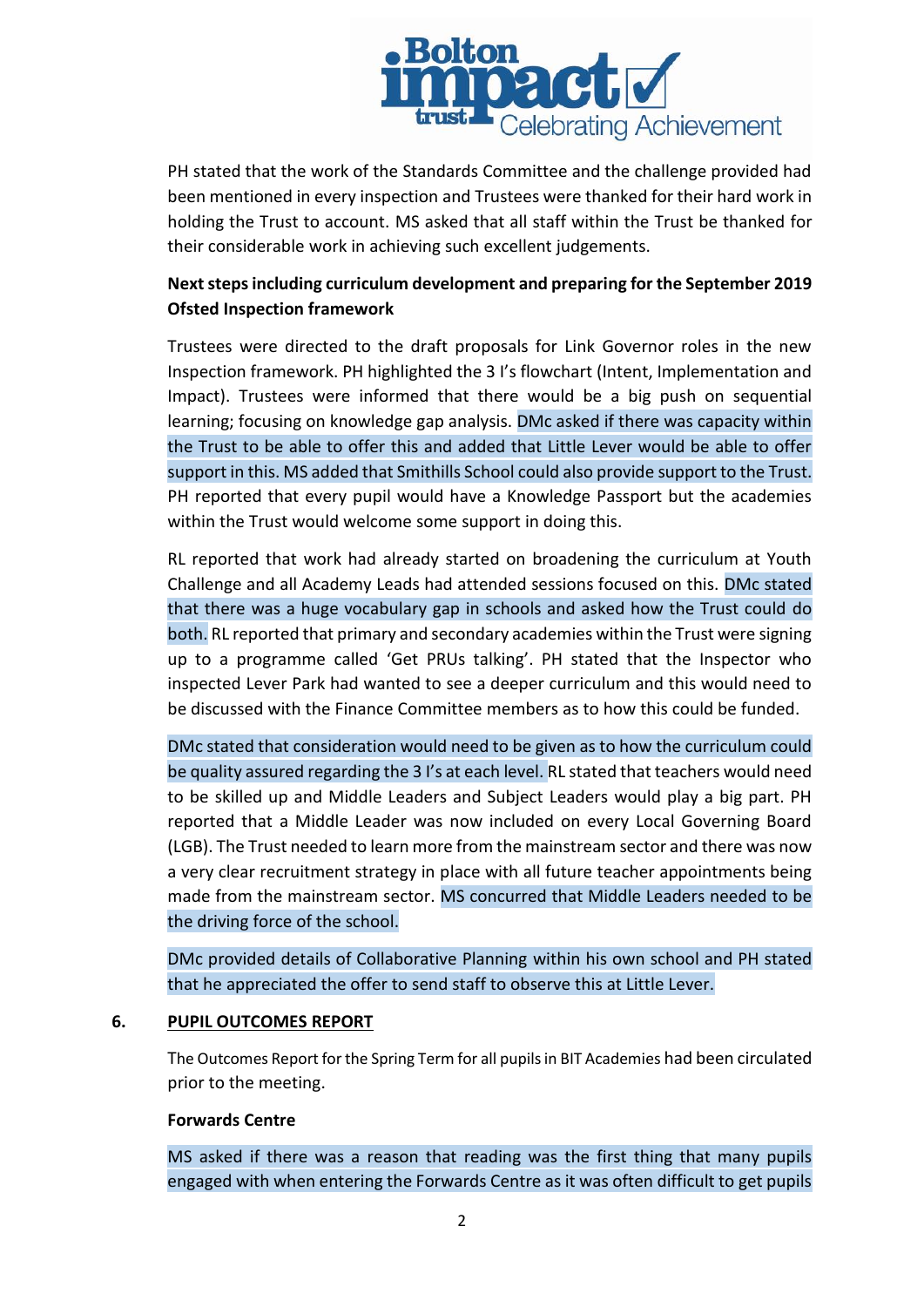PH stated that the work of the Standards Committee and the challenge provided had been mentioned in every inspection and Trustees were thanked for their hard work in holding the Trust to account. MS asked that all staff within the Trust be thanked for their considerable work in achieving such excellent judgements.

**Next steps including curriculum development and preparing for the September 2019 Ofsted Inspection framework**

Trustees were directed to the draft proposals for Link Governor roles in the new Inspection framework. PH highlighted the 3 I's flowchart (Intent, Implementation and Impact). Trustees were informed that there would be a big push on sequential learning; focusing on knowledge gap analysis. DMc asked if there was capacity within the Trust to be able to offer this and added that Little Lever would be able to offer support in this. MS added that Smithills School could also provide support to the Trust. PH reported that every pupil would have a Knowledge Passport but the academies within the Trust would welcome some support in doing this.

RL reported that work had already started on broadening the curriculum at Youth Challenge and all Academy Leads had attended sessions focused on this. DMc stated that there was a huge vocabulary gap in schools and asked how the Trust could do both. RL reported that primary and secondary academies within the Trust were signing up to a programme called 'Get PRUs talking'. PH stated that the Inspector who inspected Lever Park had wanted to see a deeper curriculum and this would need to be discussed with the Finance Committee members as to how this could be funded.

DMc stated that consideration would need to be given as to how the curriculum could be quality assured regarding the 3 I's at each level. RL stated that teachers would need to be skilled up and Middle Leaders and Subject Leaders would play a big part. PH reported that a Middle Leader was now included on every Local Governing Board (LGB). The Trust needed to learn more from the mainstream sector and there was now a very clear recruitment strategy in place with all future teacher appointments being made from the mainstream sector. MS concurred that Middle Leaders needed to be the driving force of the school.

DMc provided details of Collaborative Planning within his own school and PH stated that he appreciated the offer to send staff to observe this at Little Lever.

## 6. PUPIL OUTCOMES REPORT

The Outcomes Report for the Spring Term for all pupils in BIT Academies had been circulated prior to the meeting.

**Forwards Centre**

MS asked if there was a reason that reading was the first thing that many pupils engaged with when entering the Forwards Centre as it was often difficult to get pupils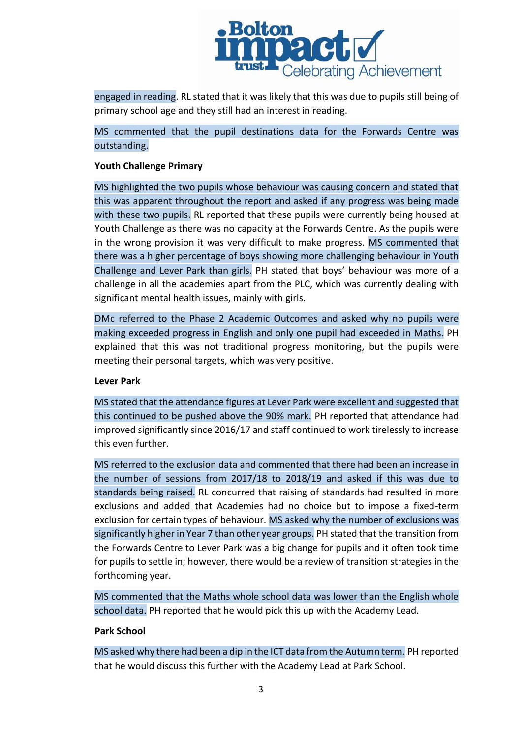engaged in reading. RL stated that it was likely that this was due to pupils still being of primary school age and they still had an interest in reading.

MS commented that the pupil destinations data for the Forwards Centre was outstanding.

**Youth Challenge Primary**

MS highlighted the two pupils whose behaviour was causing concern and stated that this was apparent throughout the report and asked if any progress was being made with these two pupils. RL reported that these pupils were currently being housed at Youth Challenge as there was no capacity at the Forwards Centre. As the pupils were in the wrong provision it was very difficult to make progress. MS commented that there was a higher percentage of boys showing more challenging behaviour in Youth Challenge and Lever Park than girls. PH stated that boys' behaviour was more of a challenge in all the academies apart from the PLC, which was currently dealing with significant mental health issues, mainly with girls.

DMc referred to the Phase 2 Academic Outcomes and asked why no pupils were making exceeded progress in English and only one pupil had exceeded in Maths. PH explained that this was not traditional progress monitoring, but the pupils were meeting their personal targets, which was very positive.

**Lever Park**

MS stated that the attendance figures at Lever Park were excellent and suggested that this continued to be pushed above the 90% mark. PH reported that attendance had improved significantly since 2016/17 and staff continued to work tirelessly to increase this even further.

MS referred to the exclusion data and commented that there had been an increase in the number of sessions from 2017/18 to 2018/19 and asked if this was due to standards being raised. RL concurred that raising of standards had resulted in more exclusions and added that Academies had no choice but to impose a fixed-term exclusion for certain types of behaviour. MS asked why the number of exclusions was significantly higher in Year 7 than other year groups. PH stated that the transition from the Forwards Centre to Lever Park was a big change for pupils and it often took time for pupils to settle in; however, there would be a review of transition strategies in the forthcoming year.

MS commented that the Maths whole school data was lower than the English whole school data. PH reported that he would pick this up with the Academy Lead.

**Park School**

MS asked why there had been a dip in the ICT data from the Autumn term. PH reported that he would discuss this further with the Academy Lead at Park School.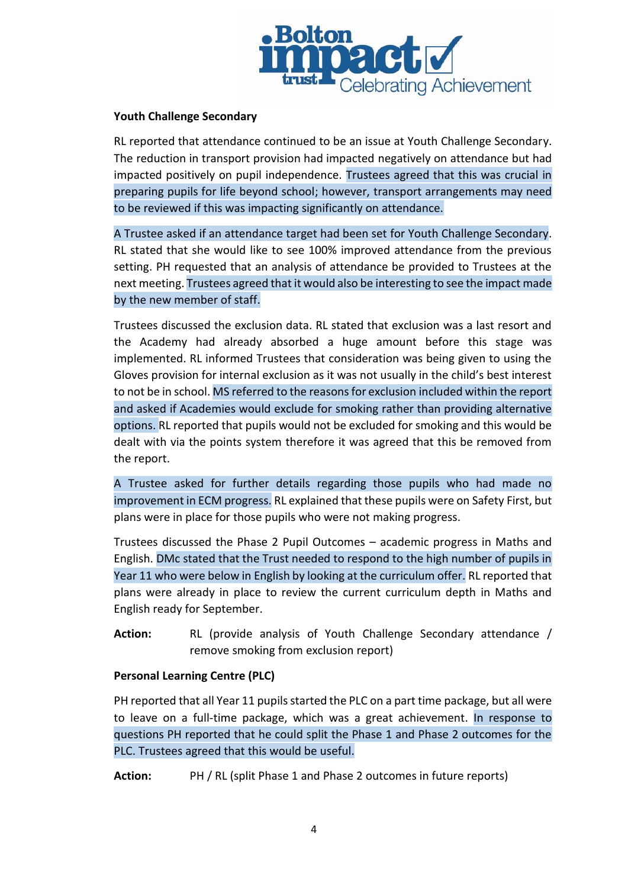**Youth Challenge Secondary**

RL reported that attendance continued to be an issue at Youth Challenge Secondary. The reduction in transport provision had impacted negatively on attendance but had impacted positively on pupil independence. Trustees agreed that this was crucial in preparing pupils for life beyond school; however, transport arrangements may need to be reviewed if this was impacting significantly on attendance.

A Trustee asked if an attendance target had been set for Youth Challenge Secondary. RL stated that she would like to see 100% improved attendance from the previous setting. PH requested that an analysis of attendance be provided to Trustees at the next meeting. Trustees agreed that it would also be interesting to see the impact made by the new member of staff.

Trustees discussed the exclusion data. RL stated that exclusion was a last resort and the Academy had already absorbed a huge amount before this stage was implemented. RL informed Trustees that consideration was being given to using the Gloves provision for internal exclusion as it was not usually in the child's best interest to not be in school. MS referred to the reasons for exclusion included within the report and asked if Academies would exclude for smoking rather than providing alternative options. RL reported that pupils would not be excluded for smoking and this would be dealt with via the points system therefore it was agreed that this be removed from the report.

A Trustee asked for further details regarding those pupils who had made no improvement in ECM progress. RL explained that these pupils were on Safety First, but plans were in place for those pupils who were not making progress.

Trustees discussed the Phase 2 Pupil Outcomes – academic progress in Maths and English. DMc stated that the Trust needed to respond to the high number of pupils in Year 11 who were below in English by looking at the curriculum offer. RL reported that plans were already in place to review the current curriculum depth in Maths and English ready for September.

**Action:** RL (provide analysis of Youth Challenge Secondary attendance / remove smoking from exclusion report)

**Personal Learning Centre (PLC)**

PH reported that all Year 11 pupils started the PLC on a part time package, but all were to leave on a full-time package, which was a great achievement. In response to questions PH reported that he could split the Phase 1 and Phase 2 outcomes for the PLC. Trustees agreed that this would be useful.

**Action:** PH / RL (split Phase 1 and Phase 2 outcomes in future reports)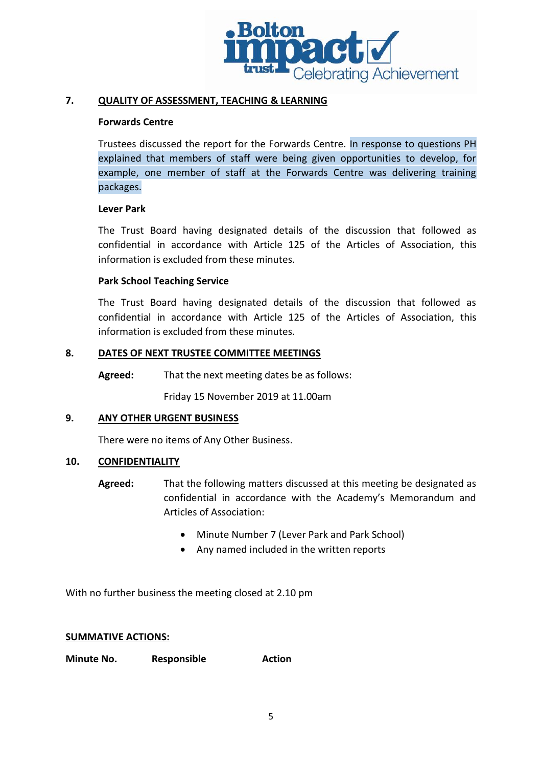## 7. QUALITY OF ASSESSMENT, TEACHING & LEARNING

**Forwards Centre**

Trustees discussed the report for the Forwards Centre. In response to questions PH explained that members of staff were being given opportunities to develop, for example, one member of staff at the Forwards Centre was delivering training packages.

**Lever Park**

The Trust Board having designated details of the discussion that followed as confidential in accordance with Article 125 of the Articles of Association, this information is excluded from these minutes.

**Park School Teaching Service**

The Trust Board having designated details of the discussion that followed as confidential in accordance with Article 125 of the Articles of Association, this information is excluded from these minutes.

## 8. DATES OF NEXT TRUSTEE COMMITTEE MEETINGS

**Agreed:** That the next meeting dates be as follows:

Friday 15 November 2019 at 11.00am

## 9. ANY OTHER URGENT BUSINESS

There were no items of Any Other Business.

## 10. CONFIDENTIALITY

**Agreed:** That the following matters discussed at this meeting be designated as confidential in accordance with the Academy's Memorandum and Articles of Association:

- Minute Number 7 (Lever Park and Park School)
- Any named included in the written reports

With no further business the meeting closed at 2.10 pm

**SUMMATIVE ACTIONS:**

| Minute No. | Responsible | Action |
|---|---|---|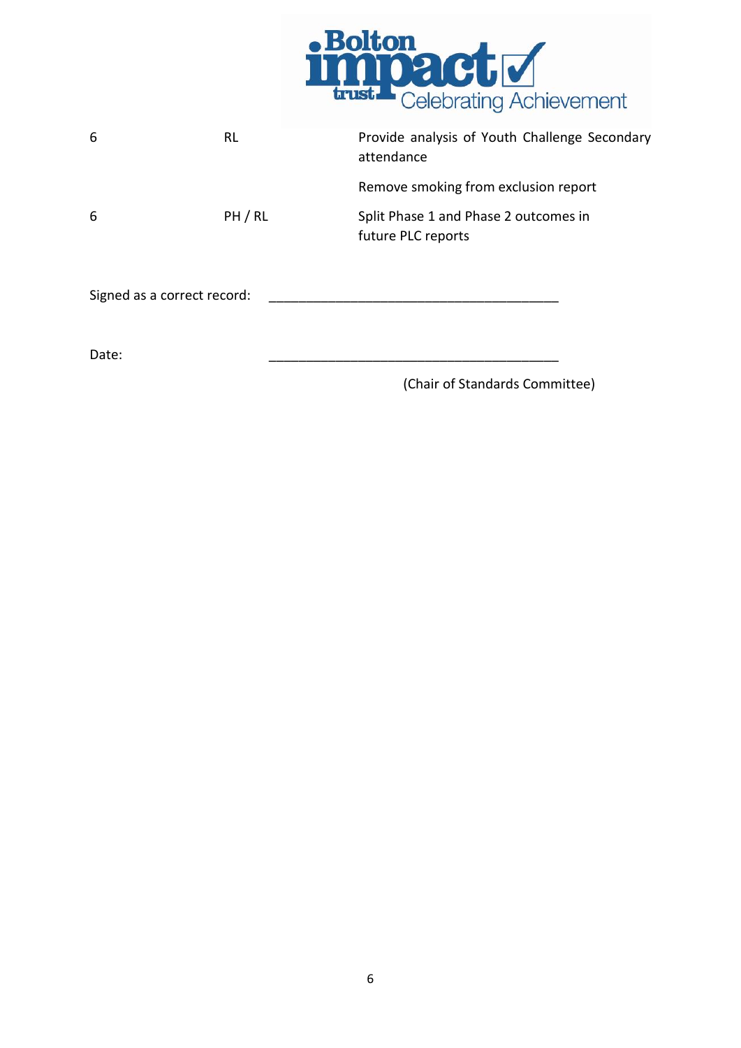| | | |
|---|---|---|
| 6 | RL | Provide analysis of Youth Challenge Secondary attendance |
| | | Remove smoking from exclusion report |
| 6 | PH / RL | Split Phase 1 and Phase 2 outcomes in future PLC reports |

Signed as a correct record: ________________________________________

Date: ________________________________________

(Chair of Standards Committee)